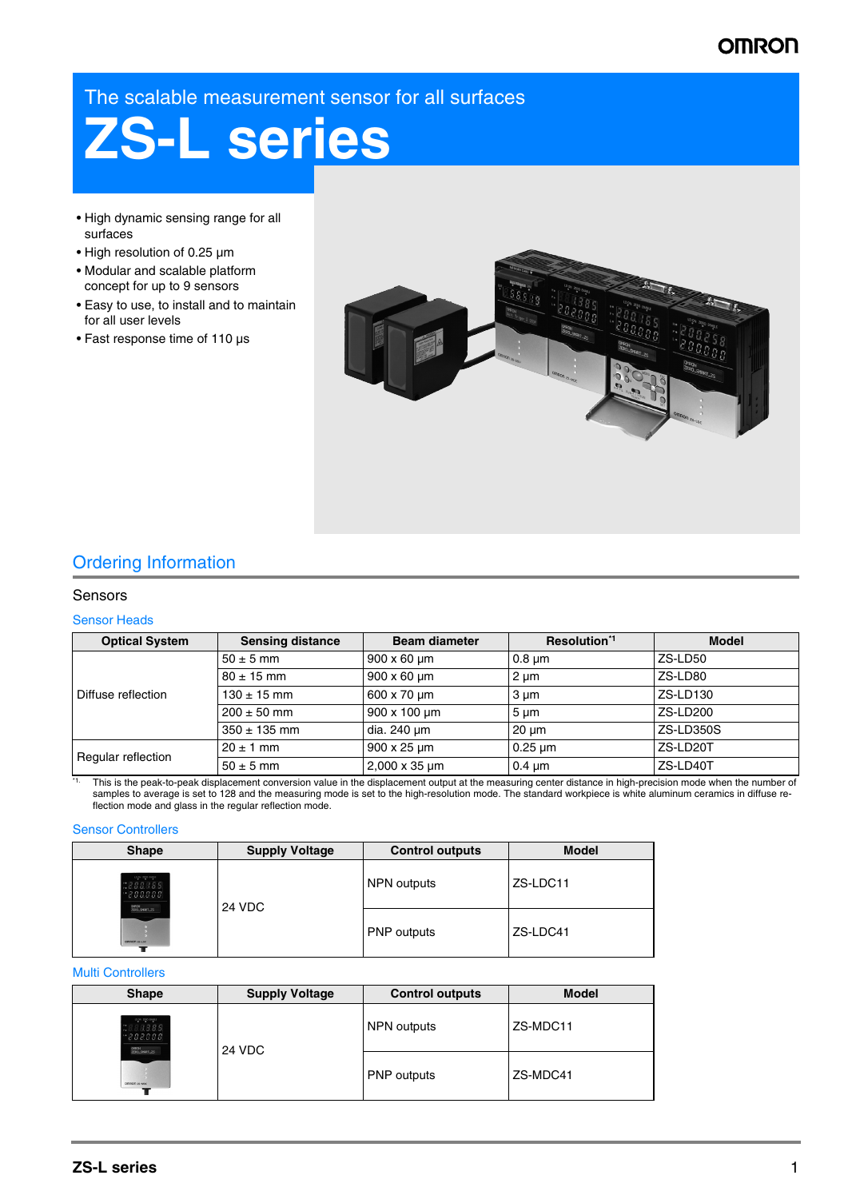# The scalable measurement sensor for all surfaces

# ZS-L series

- High dynamic sensing range for all surfaces
- High resolution of 0.25 µm
- Modular and scalable platform concept for up to 9 sensors
- Easy to use, to install and to maintain for all user levels
- Fast response time of 110 µs

## Ordering Information

### Sensors

#### Sensor Heads

| Optical System | Sensing distance | Beam diameter | Resolution[*1] | Model |
|---|---|---|---|---|
| Diffuse reflection | 50 ± 5 mm | 900 x 60 µm | 0.8 µm | ZS-LD50 |
| | 80 ± 15 mm | 900 x 60 µm | 2 µm | ZS-LD80 |
| | 130 ± 15 mm | 600 x 70 µm | 3 µm | ZS-LD130 |
| | 200 ± 50 mm | 900 x 100 µm | 5 µm | ZS-LD200 |
| | 350 ± 135 mm | dia. 240 µm | 20 µm | ZS-LD350S |
| Regular reflection | 20 ± 1 mm | 900 x 25 µm | 0.25 µm | ZS-LD20T |
| | 50 ± 5 mm | 2,000 x 35 µm | 0.4 µm | ZS-LD40T |

[*1] This is the peak-to-peak displacement conversion value in the displacement output at the measuring center distance in high-precision mode when the number of samples to average is set to 128 and the measuring mode is set to the high-resolution mode. The standard workpiece is white aluminum ceramics in diffuse reflection mode and glass in the regular reflection mode.

#### Sensor Controllers

| Shape | Supply Voltage | Control outputs | Model |
|---|---|---|---|
| | 24 VDC | NPN outputs | ZS-LDC11 |
| | | PNP outputs | ZS-LDC41 |

#### Multi Controllers

| Shape | Supply Voltage | Control outputs | Model |
|---|---|---|---|
| | 24 VDC | NPN outputs | ZS-MDC11 |
| | | PNP outputs | ZS-MDC41 |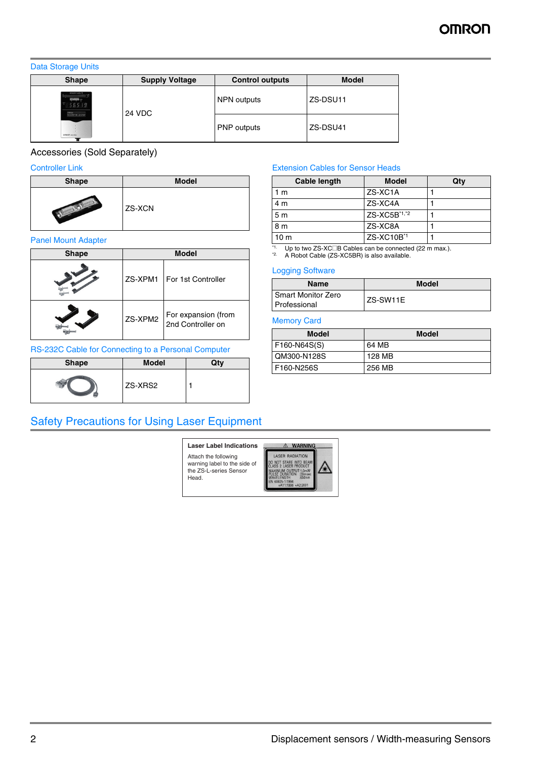### Data Storage Units

| Shape | Supply Voltage | Control outputs | Model |
|---|---|---|---|
| | 24 VDC | NPN outputs | ZS-DSU11 |
| | | PNP outputs | ZS-DSU41 |

## Accessories (Sold Separately)

### Controller Link

| Shape | Model |
|---|---|
| | ZS-XCN |

### Panel Mount Adapter

| Shape | Model | |
|---|---|---|
| | ZS-XPM1 | For 1st Controller |
| | ZS-XPM2 | For expansion (from 2nd Controller on |

### RS-232C Cable for Connecting to a Personal Computer

| Shape | Model | Qty |
|---|---|---|
| | ZS-XRS2 | 1 |

### Extension Cables for Sensor Heads

| Cable length | Model | Qty |
|---|---|---|
| 1 m | ZS-XC1A | 1 |
| 4 m | ZS-XC4A | 1 |
| 5 m | ZS-XC5B*1,*2 | 1 |
| 8 m | ZS-XC8A | 1 |
| 10 m | ZS-XC10B*1 | 1 |

*1. Up to two ZS-XC□B Cables can be connected (22 m max.).
*2. A Robot Cable (ZS-XC5BR) is also available.

### Logging Software

| Name | Model |
|---|---|
| Smart Monitor Zero Professional | ZS-SW11E |

### Memory Card

| Model | Model |
|---|---|
| F160-N64S(S) | 64 MB |
| QM300-N128S | 128 MB |
| F160-N256S | 256 MB |

## Safety Precautions for Using Laser Equipment

**Laser Label Indications**

Attach the following warning label to the side of the ZS-L-series Sensor Head.

⚠ WARNING
LASER RADIATION
DO NOT STARE INTO BEAM
CLASS 2 LASER PRODUCT
MAXIMUM OUTPUT:1.0mW
PULSE DURATION 20msec
WAVELENGTH 650nm
EN 60825-1:1994
+A11:1996 +A2:2001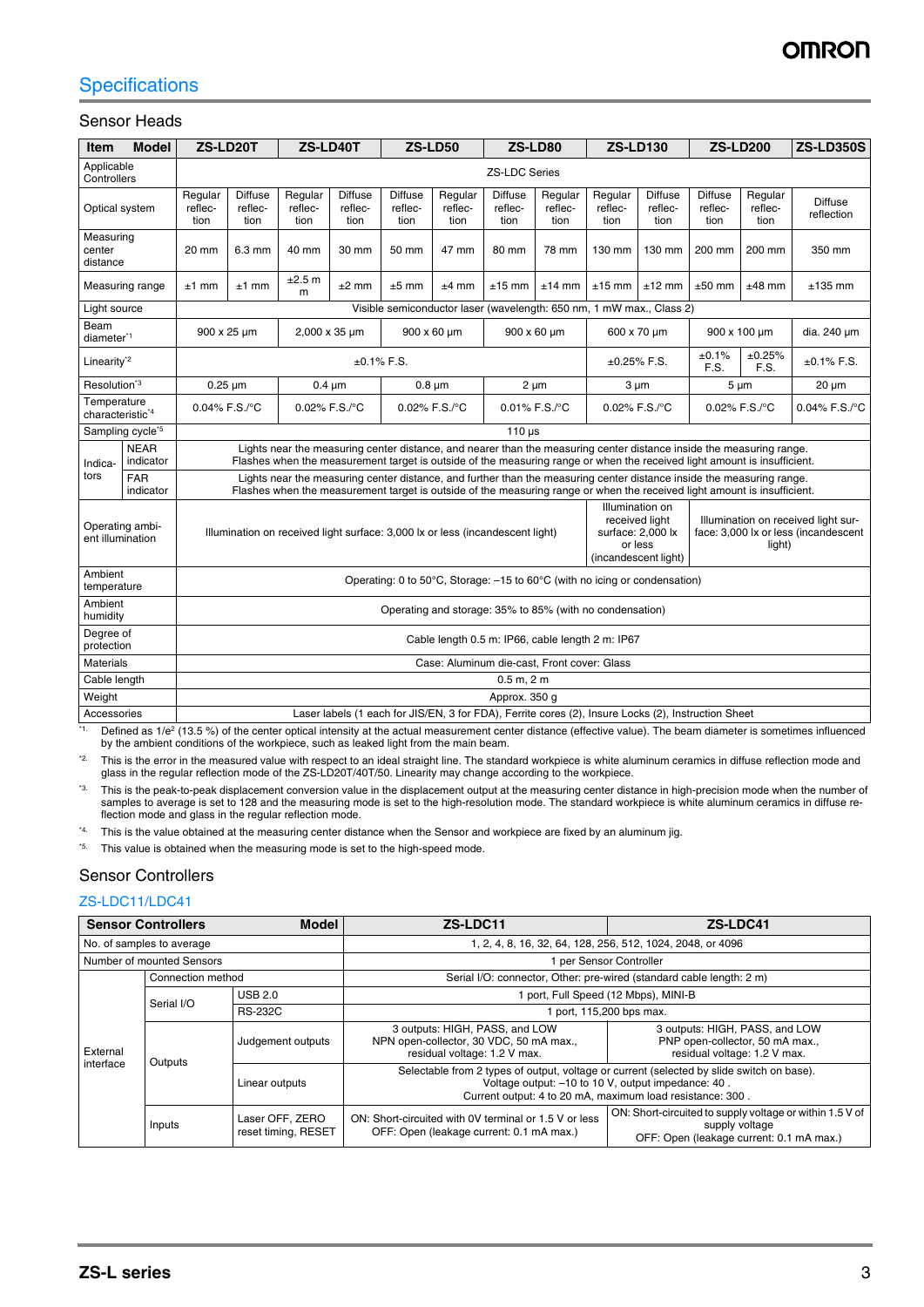## Specifications

### Sensor Heads

| Item | Model | ZS-LD20T | | ZS-LD40T | | ZS-LD50 | | ZS-LD80 | | ZS-LD130 | | ZS-LD200 | | ZS-LD350S |
|---|---|---|---|---|---|---|---|---|---|---|---|---|---|---|
| Applicable Controllers | | ZS-LDC Series | | | | | | | | | | | | |
| Optical system | | Regular reflection | Diffuse reflection | Regular reflection | Diffuse reflection | Diffuse reflection | Regular reflection | Diffuse reflection | Regular reflection | Regular reflection | Diffuse reflection | Diffuse reflection | Regular reflection | Diffuse reflection |
| Measuring center distance | | 20 mm | 6.3 mm | 40 mm | 30 mm | 50 mm | 47 mm | 80 mm | 78 mm | 130 mm | 130 mm | 200 mm | 200 mm | 350 mm |
| Measuring range | | ±1 mm | ±1 mm | ±2.5 mm | ±2 mm | ±5 mm | ±4 mm | ±15 mm | ±14 mm | ±15 mm | ±12 mm | ±50 mm | ±48 mm | ±135 mm |
| Light source | | Visible semiconductor laser (wavelength: 650 nm, 1 mW max., Class 2) | | | | | | | | | | | | |
| Beam diameter*1 | | 900 x 25 µm | | 2,000 x 35 µm | | 900 x 60 µm | | 900 x 60 µm | | 600 x 70 µm | | 900 x 100 µm | | dia. 240 µm |
| Linearity*2 | | ±0.1% F.S. | | | | | | | | ±0.25% F.S. | | ±0.1% F.S. | ±0.25% F.S. | ±0.1% F.S. |
| Resolution*3 | | 0.25 µm | | 0.4 µm | | 0.8 µm | | 2 µm | | 3 µm | | 5 µm | | 20 µm |
| Temperature characteristic*4 | | 0.04% F.S./°C | | 0.02% F.S./°C | | 0.02% F.S./°C | | 0.01% F.S./°C | | 0.02% F.S./°C | | 0.02% F.S./°C | | 0.04% F.S./°C |
| Sampling cycle*5 | | 110 µs | | | | | | | | | | | | |
| Indicators | NEAR indicator | Lights near the measuring center distance, and nearer than the measuring center distance inside the measuring range. Flashes when the measurement target is outside of the measuring range or when the received light amount is insufficient. | | | | | | | | | | | | |
| | FAR indicator | Lights near the measuring center distance, and further than the measuring center distance inside the measuring range. Flashes when the measurement target is outside of the measuring range or when the received light amount is insufficient. | | | | | | | | | | | | |
| Operating ambient illumination | | Illumination on received light surface: 3,000 lx or less (incandescent light) | | | | | | | | Illumination on received light surface: 2,000 lx or less (incandescent light) | | Illumination on received light surface: 3,000 lx or less (incandescent light) | | |
| Ambient temperature | | Operating: 0 to 50°C, Storage: –15 to 60°C (with no icing or condensation) | | | | | | | | | | | | |
| Ambient humidity | | Operating and storage: 35% to 85% (with no condensation) | | | | | | | | | | | | |
| Degree of protection | | Cable length 0.5 m: IP66, cable length 2 m: IP67 | | | | | | | | | | | | |
| Materials | | Case: Aluminum die-cast, Front cover: Glass | | | | | | | | | | | | |
| Cable length | | 0.5 m, 2 m | | | | | | | | | | | | |
| Weight | | Approx. 350 g | | | | | | | | | | | | |
| Accessories | | Laser labels (1 each for JIS/EN, 3 for FDA), Ferrite cores (2), Insure Locks (2), Instruction Sheet | | | | | | | | | | | | |

*1. Defined as $1/e^2$ (13.5 %) of the center optical intensity at the actual measurement center distance (effective value). The beam diameter is sometimes influenced by the ambient conditions of the workpiece, such as leaked light from the main beam.

*2. This is the error in the measured value with respect to an ideal straight line. The standard workpiece is white aluminum ceramics in diffuse reflection mode and glass in the regular reflection mode of the ZS-LD20T/40T/50. Linearity may change according to the workpiece.

*3. This is the peak-to-peak displacement conversion value in the displacement output at the measuring center distance in high-precision mode when the number of samples to average is set to 128 and the measuring mode is set to the high-resolution mode. The standard workpiece is white aluminum ceramics in diffuse reflection mode and glass in the regular reflection mode.

*4. This is the value obtained at the measuring center distance when the Sensor and workpiece are fixed by an aluminum jig.

*5. This value is obtained when the measuring mode is set to the high-speed mode.

### Sensor Controllers

#### ZS-LDC11/LDC41

| Sensor Controllers | | Model | ZS-LDC11 | ZS-LDC41 |
|---|---|---|---|---|
| No. of samples to average | | | 1, 2, 4, 8, 16, 32, 64, 128, 256, 512, 1024, 2048, or 4096 | |
| Number of mounted Sensors | | | 1 per Sensor Controller | |
| External interface | Connection method | | Serial I/O: connector, Other: pre-wired (standard cable length: 2 m) | |
| | Serial I/O | USB 2.0 | 1 port, Full Speed (12 Mbps), MINI-B | |
| | | RS-232C | 1 port, 115,200 bps max. | |
| | Outputs | Judgement outputs | 3 outputs: HIGH, PASS, and LOW NPN open-collector, 30 VDC, 50 mA max., residual voltage: 1.2 V max. | 3 outputs: HIGH, PASS, and LOW PNP open-collector, 50 mA max., residual voltage: 1.2 V max. |
| | | Linear outputs | Selectable from 2 types of output, voltage or current (selected by slide switch on base). Voltage output: –10 to 10 V, output impedance: 40 . Current output: 4 to 20 mA, maximum load resistance: 300 . | |
| | Inputs | Laser OFF, ZERO reset timing, RESET | ON: Short-circuited with 0V terminal or 1.5 V or less OFF: Open (leakage current: 0.1 mA max.) | ON: Short-circuited to supply voltage or within 1.5 V of supply voltage OFF: Open (leakage current: 0.1 mA max.) |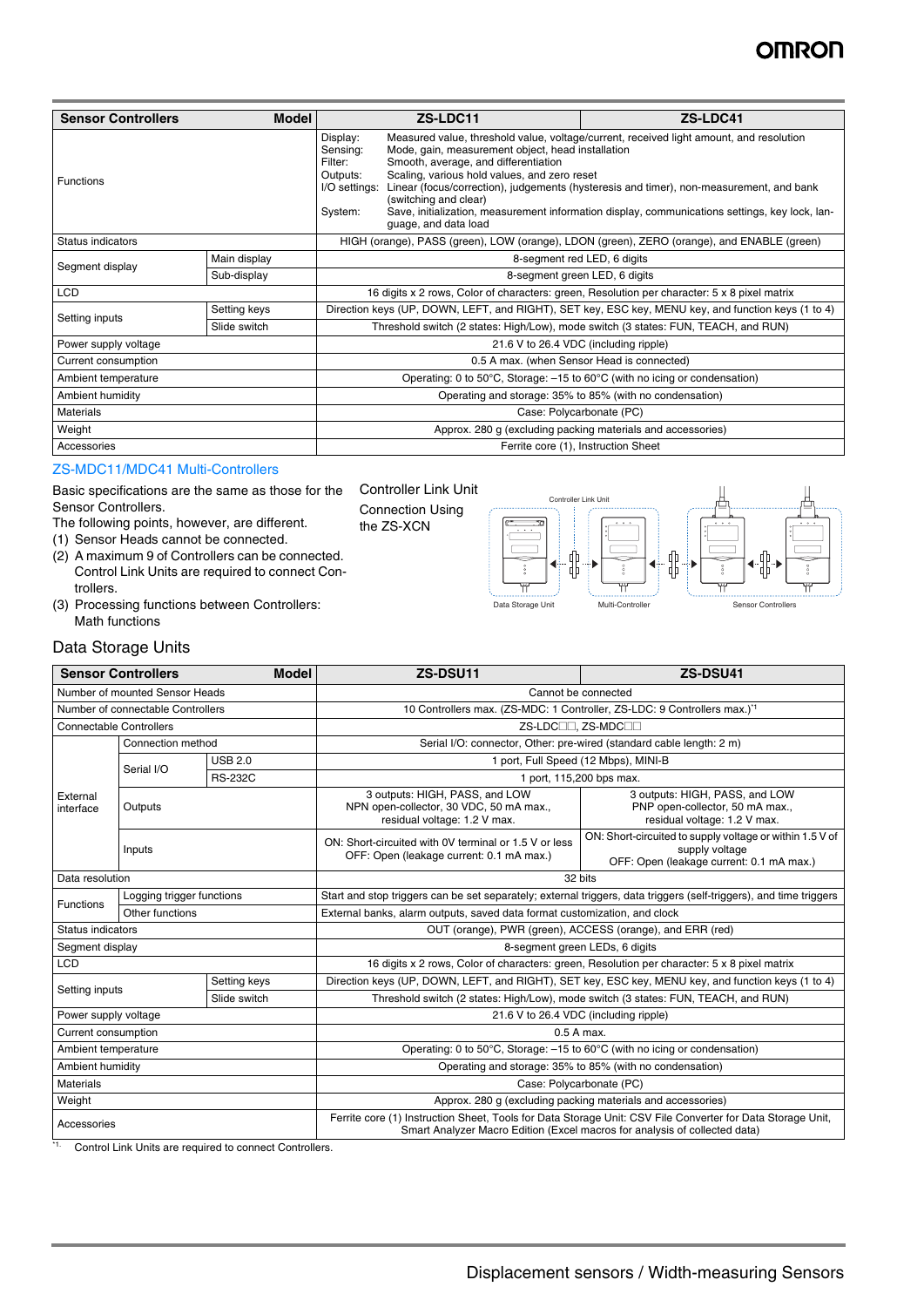| Sensor Controllers | | Model | ZS-LDC11 | ZS-LDC41 |
|---|---|---|---|---|
| Functions | | | Display: Measured value, threshold value, voltage/current, received light amount, and resolution<br>Sensing: Mode, gain, measurement object, head installation<br>Filter: Smooth, average, and differentiation<br>Outputs: Scaling, various hold values, and zero reset<br>I/O settings: Linear (focus/correction), judgements (hysteresis and timer), non-measurement, and bank (switching and clear)<br>System: Save, initialization, measurement information display, communications settings, key lock, language, and data load | |
| Status indicators | | | HIGH (orange), PASS (green), LOW (orange), LDON (green), ZERO (orange), and ENABLE (green) | |
| Segment display | Main display | | 8-segment red LED, 6 digits | |
| | Sub-display | | 8-segment green LED, 6 digits | |
| LCD | | | 16 digits x 2 rows, Color of characters: green, Resolution per character: 5 x 8 pixel matrix | |
| Setting inputs | Setting keys | | Direction keys (UP, DOWN, LEFT, and RIGHT), SET key, ESC key, MENU key, and function keys (1 to 4) | |
| | Slide switch | | Threshold switch (2 states: High/Low), mode switch (3 states: FUN, TEACH, and RUN) | |
| Power supply voltage | | | 21.6 V to 26.4 VDC (including ripple) | |
| Current consumption | | | 0.5 A max. (when Sensor Head is connected) | |
| Ambient temperature | | | Operating: 0 to 50°C, Storage: –15 to 60°C (with no icing or condensation) | |
| Ambient humidity | | | Operating and storage: 35% to 85% (with no condensation) | |
| Materials | | | Case: Polycarbonate (PC) | |
| Weight | | | Approx. 280 g (excluding packing materials and accessories) | |
| Accessories | | | Ferrite core (1), Instruction Sheet | |

## ZS-MDC11/MDC41 Multi-Controllers

Basic specifications are the same as those for the Sensor Controllers.
The following points, however, are different.

(1) Sensor Heads cannot be connected.
(2) A maximum 9 of Controllers can be connected. Control Link Units are required to connect Controllers.
(3) Processing functions between Controllers: Math functions

Controller Link Unit Connection Using the ZS-XCN

Controller Link Unit

Data Storage Unit    Multi-Controller    Sensor Controllers

## Data Storage Units

| Sensor Controllers | | Model | ZS-DSU11 | ZS-DSU41 |
|---|---|---|---|---|
| Number of mounted Sensor Heads | | | Cannot be connected | |
| Number of connectable Controllers | | | 10 Controllers max. (ZS-MDC: 1 Controller, ZS-LDC: 9 Controllers max.)[*1] | |
| Connectable Controllers | | | ZS-LDC□□, ZS-MDC□□ | |
| External interface | Connection method | | Serial I/O: connector, Other: pre-wired (standard cable length: 2 m) | |
| | Serial I/O | USB 2.0 | 1 port, Full Speed (12 Mbps), MINI-B | |
| | | RS-232C | 1 port, 115,200 bps max. | |
| | Outputs | | 3 outputs: HIGH, PASS, and LOW<br>NPN open-collector, 30 VDC, 50 mA max.,<br>residual voltage: 1.2 V max. | 3 outputs: HIGH, PASS, and LOW<br>PNP open-collector, 50 mA max.,<br>residual voltage: 1.2 V max. |
| | Inputs | | ON: Short-circuited with 0V terminal or 1.5 V or less<br>OFF: Open (leakage current: 0.1 mA max.) | ON: Short-circuited to supply voltage or within 1.5 V of supply voltage<br>OFF: Open (leakage current: 0.1 mA max.) |
| Data resolution | | | 32 bits | |
| Functions | Logging trigger functions | | Start and stop triggers can be set separately; external triggers, data triggers (self-triggers), and time triggers | |
| | Other functions | | External banks, alarm outputs, saved data format customization, and clock | |
| Status indicators | | | OUT (orange), PWR (green), ACCESS (orange), and ERR (red) | |
| Segment display | | | 8-segment green LEDs, 6 digits | |
| LCD | | | 16 digits x 2 rows, Color of characters: green, Resolution per character: 5 x 8 pixel matrix | |
| Setting inputs | Setting keys | | Direction keys (UP, DOWN, LEFT, and RIGHT), SET key, ESC key, MENU key, and function keys (1 to 4) | |
| | Slide switch | | Threshold switch (2 states: High/Low), mode switch (3 states: FUN, TEACH, and RUN) | |
| Power supply voltage | | | 21.6 V to 26.4 VDC (including ripple) | |
| Current consumption | | | 0.5 A max. | |
| Ambient temperature | | | Operating: 0 to 50°C, Storage: –15 to 60°C (with no icing or condensation) | |
| Ambient humidity | | | Operating and storage: 35% to 85% (with no condensation) | |
| Materials | | | Case: Polycarbonate (PC) | |
| Weight | | | Approx. 280 g (excluding packing materials and accessories) | |
| Accessories | | | Ferrite core (1) Instruction Sheet, Tools for Data Storage Unit: CSV File Converter for Data Storage Unit, Smart Analyzer Macro Edition (Excel macros for analysis of collected data) | |

[*1] Control Link Units are required to connect Controllers.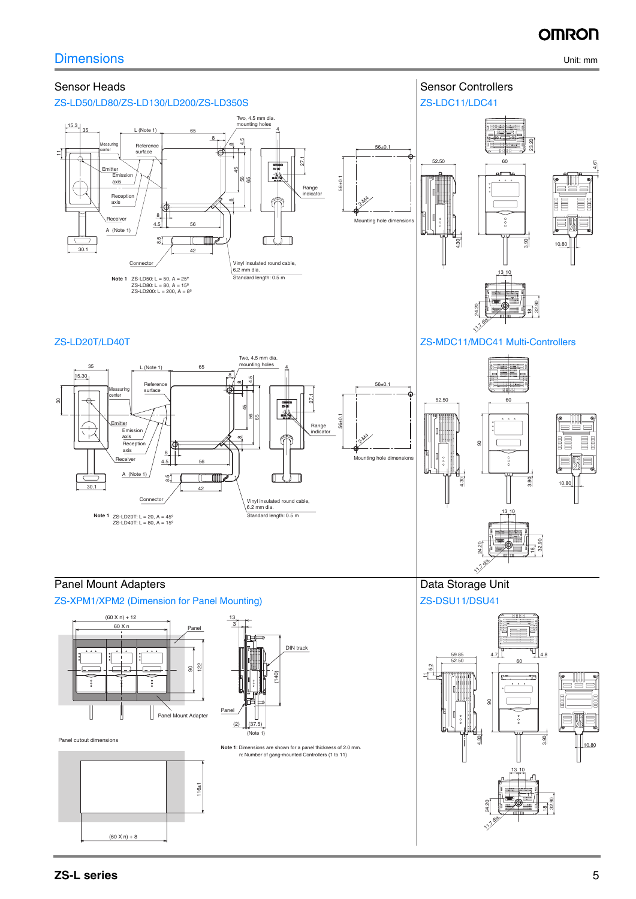## Dimensions

Unit: mm

### Sensor Heads

#### ZS-LD50/LD80/ZS-LD130/LD200/ZS-LD350S

Two, 4.5 mm dia. mounting holes

Measuring center

Reference surface

Emitter

Emission axis

Reception axis

Receiver

A (Note 1)

L (Note 1)

Range indicator

Connector

Vinyl insulated round cable, 6.2 mm dia.
Standard length: 0.5 m

Mounting hole dimensions

56±0.1

2-M4

**Note 1** ZS-LD50: L = 50, A = 25°
ZS-LD80: L = 80, A = 15°
ZS-LD200: L = 200, A = 8°

#### ZS-LD20T/LD40T

Two, 4.5 mm dia. mounting holes

Measuring center

Reference surface

Emitter

Emission axis

Reception axis

Receiver

A (Note 1)

L (Note 1)

Range indicator

Connector

Vinyl insulated round cable, 6.2 mm dia.
Standard length: 0.5 m

Mounting hole dimensions

56±0.1

2-M4

**Note 1** ZS-LD20T: L = 20, A = 45°
ZS-LD40T: L = 80, A = 15°

### Sensor Controllers

#### ZS-LDC11/LDC41

11.7 dia.

#### ZS-MDC11/MDC41 Multi-Controllers

11.7 dia.

### Panel Mount Adapters

#### ZS-XPM1/XPM2 (Dimension for Panel Mounting)

(60 X n) + 12

60 X n

Panel

DIN track

Panel Mount Adapter

(Note 1)

Panel cutout dimensions

116±1

(60 X n) + 8

**Note 1**: Dimensions are shown for a panel thickness of 2.0 mm.
n: Number of gang-mounted Controllers (1 to 11)

### Data Storage Unit

#### ZS-DSU11/DSU41

11.7 dia.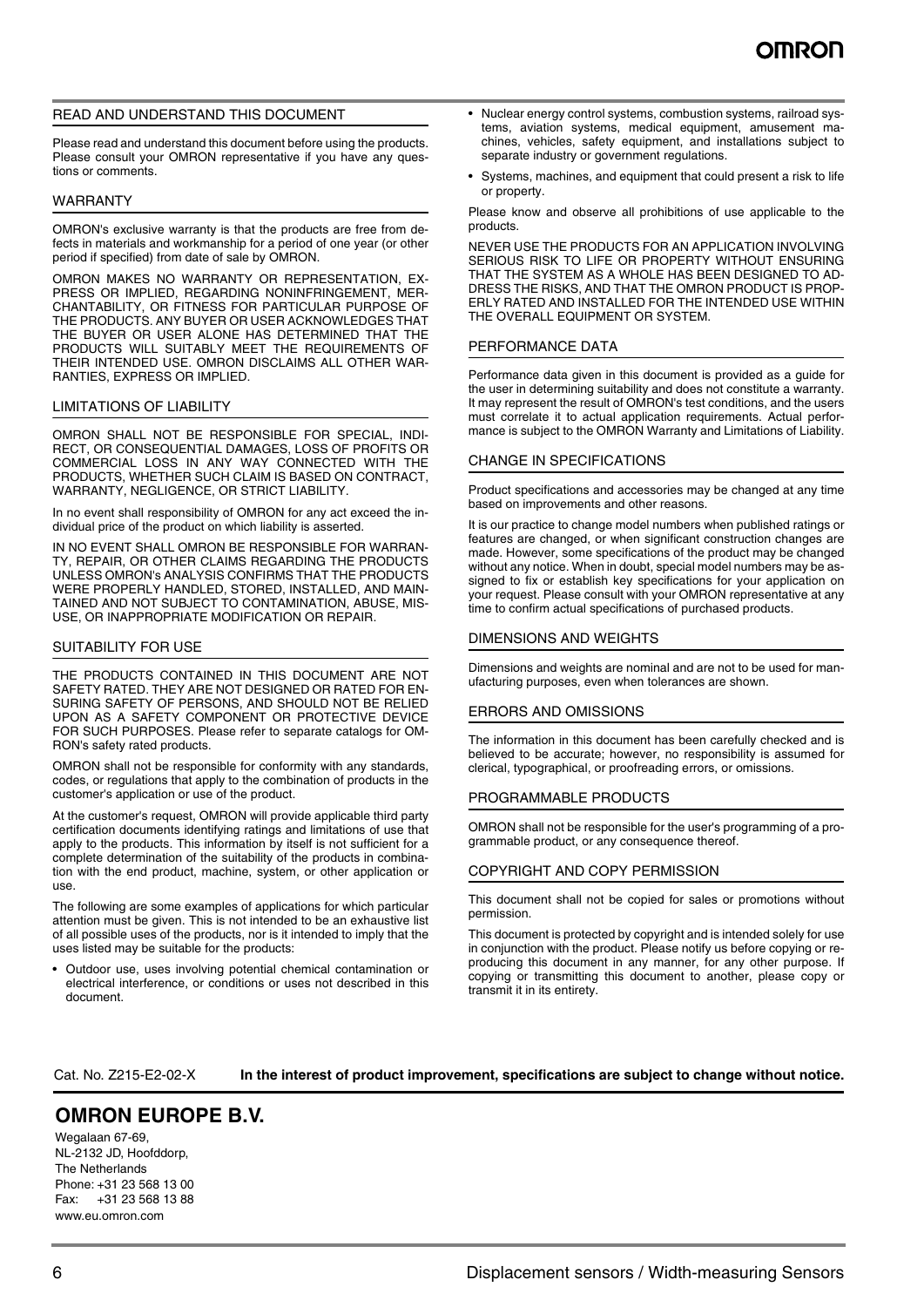## READ AND UNDERSTAND THIS DOCUMENT

Please read and understand this document before using the products. Please consult your OMRON representative if you have any questions or comments.

## WARRANTY

OMRON's exclusive warranty is that the products are free from defects in materials and workmanship for a period of one year (or other period if specified) from date of sale by OMRON.

OMRON MAKES NO WARRANTY OR REPRESENTATION, EXPRESS OR IMPLIED, REGARDING NONINFRINGEMENT, MERCHANTABILITY, OR FITNESS FOR PARTICULAR PURPOSE OF THE PRODUCTS. ANY BUYER OR USER ACKNOWLEDGES THAT THE BUYER OR USER ALONE HAS DETERMINED THAT THE PRODUCTS WILL SUITABLY MEET THE REQUIREMENTS OF THEIR INTENDED USE. OMRON DISCLAIMS ALL OTHER WARRANTIES, EXPRESS OR IMPLIED.

## LIMITATIONS OF LIABILITY

OMRON SHALL NOT BE RESPONSIBLE FOR SPECIAL, INDIRECT, OR CONSEQUENTIAL DAMAGES, LOSS OF PROFITS OR COMMERCIAL LOSS IN ANY WAY CONNECTED WITH THE PRODUCTS, WHETHER SUCH CLAIM IS BASED ON CONTRACT, WARRANTY, NEGLIGENCE, OR STRICT LIABILITY.

In no event shall responsibility of OMRON for any act exceed the individual price of the product on which liability is asserted.

IN NO EVENT SHALL OMRON BE RESPONSIBLE FOR WARRANTY, REPAIR, OR OTHER CLAIMS REGARDING THE PRODUCTS UNLESS OMRON's ANALYSIS CONFIRMS THAT THE PRODUCTS WERE PROPERLY HANDLED, STORED, INSTALLED, AND MAINTAINED AND NOT SUBJECT TO CONTAMINATION, ABUSE, MISUSE, OR INAPPROPRIATE MODIFICATION OR REPAIR.

## SUITABILITY FOR USE

THE PRODUCTS CONTAINED IN THIS DOCUMENT ARE NOT SAFETY RATED. THEY ARE NOT DESIGNED OR RATED FOR ENSURING SAFETY OF PERSONS, AND SHOULD NOT BE RELIED UPON AS A SAFETY COMPONENT OR PROTECTIVE DEVICE FOR SUCH PURPOSES. Please refer to separate catalogs for OMRON's safety rated products.

OMRON shall not be responsible for conformity with any standards, codes, or regulations that apply to the combination of products in the customer's application or use of the product.

At the customer's request, OMRON will provide applicable third party certification documents identifying ratings and limitations of use that apply to the products. This information by itself is not sufficient for a complete determination of the suitability of the products in combination with the end product, machine, system, or other application or use.

The following are some examples of applications for which particular attention must be given. This is not intended to be an exhaustive list of all possible uses of the products, nor is it intended to imply that the uses listed may be suitable for the products:

- Outdoor use, uses involving potential chemical contamination or electrical interference, or conditions or uses not described in this document.
- Nuclear energy control systems, combustion systems, railroad systems, aviation systems, medical equipment, amusement machines, vehicles, safety equipment, and installations subject to separate industry or government regulations.
- Systems, machines, and equipment that could present a risk to life or property.

Please know and observe all prohibitions of use applicable to the products.

NEVER USE THE PRODUCTS FOR AN APPLICATION INVOLVING SERIOUS RISK TO LIFE OR PROPERTY WITHOUT ENSURING THAT THE SYSTEM AS A WHOLE HAS BEEN DESIGNED TO ADDRESS THE RISKS, AND THAT THE OMRON PRODUCT IS PROPERLY RATED AND INSTALLED FOR THE INTENDED USE WITHIN THE OVERALL EQUIPMENT OR SYSTEM.

## PERFORMANCE DATA

Performance data given in this document is provided as a guide for the user in determining suitability and does not constitute a warranty. It may represent the result of OMRON's test conditions, and the users must correlate it to actual application requirements. Actual performance is subject to the OMRON Warranty and Limitations of Liability.

## CHANGE IN SPECIFICATIONS

Product specifications and accessories may be changed at any time based on improvements and other reasons.

It is our practice to change model numbers when published ratings or features are changed, or when significant construction changes are made. However, some specifications of the product may be changed without any notice. When in doubt, special model numbers may be assigned to fix or establish key specifications for your application on your request. Please consult with your OMRON representative at any time to confirm actual specifications of purchased products.

## DIMENSIONS AND WEIGHTS

Dimensions and weights are nominal and are not to be used for manufacturing purposes, even when tolerances are shown.

## ERRORS AND OMISSIONS

The information in this document has been carefully checked and is believed to be accurate; however, no responsibility is assumed for clerical, typographical, or proofreading errors, or omissions.

## PROGRAMMABLE PRODUCTS

OMRON shall not be responsible for the user's programming of a programmable product, or any consequence thereof.

## COPYRIGHT AND COPY PERMISSION

This document shall not be copied for sales or promotions without permission.

This document is protected by copyright and is intended solely for use in conjunction with the product. Please notify us before copying or reproducing this document in any manner, for any other purpose. If copying or transmitting this document to another, please copy or transmit it in its entirety.

Cat. No. Z215-E2-02-X **In the interest of product improvement, specifications are subject to change without notice.**

## OMRON EUROPE B.V.

Wegalaan 67-69,
NL-2132 JD, Hoofddorp,
The Netherlands
Phone: +31 23 568 13 00
Fax: +31 23 568 13 88
www.eu.omron.com